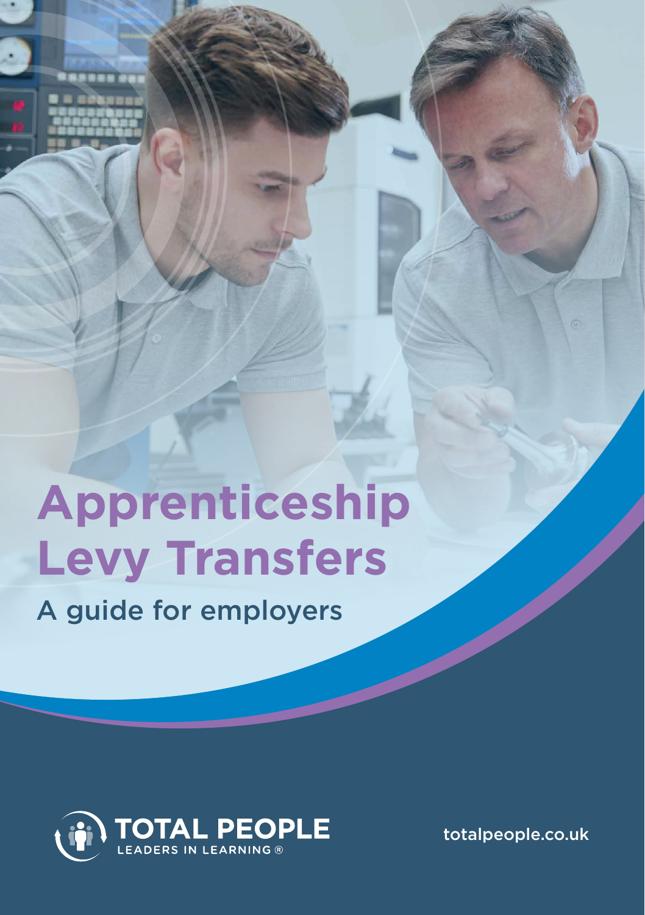# Apprenticeship Levy Transfers

## A guide for employers

TOTAL PEOPLE
LEADERS IN LEARNING ®

totalpeople.co.uk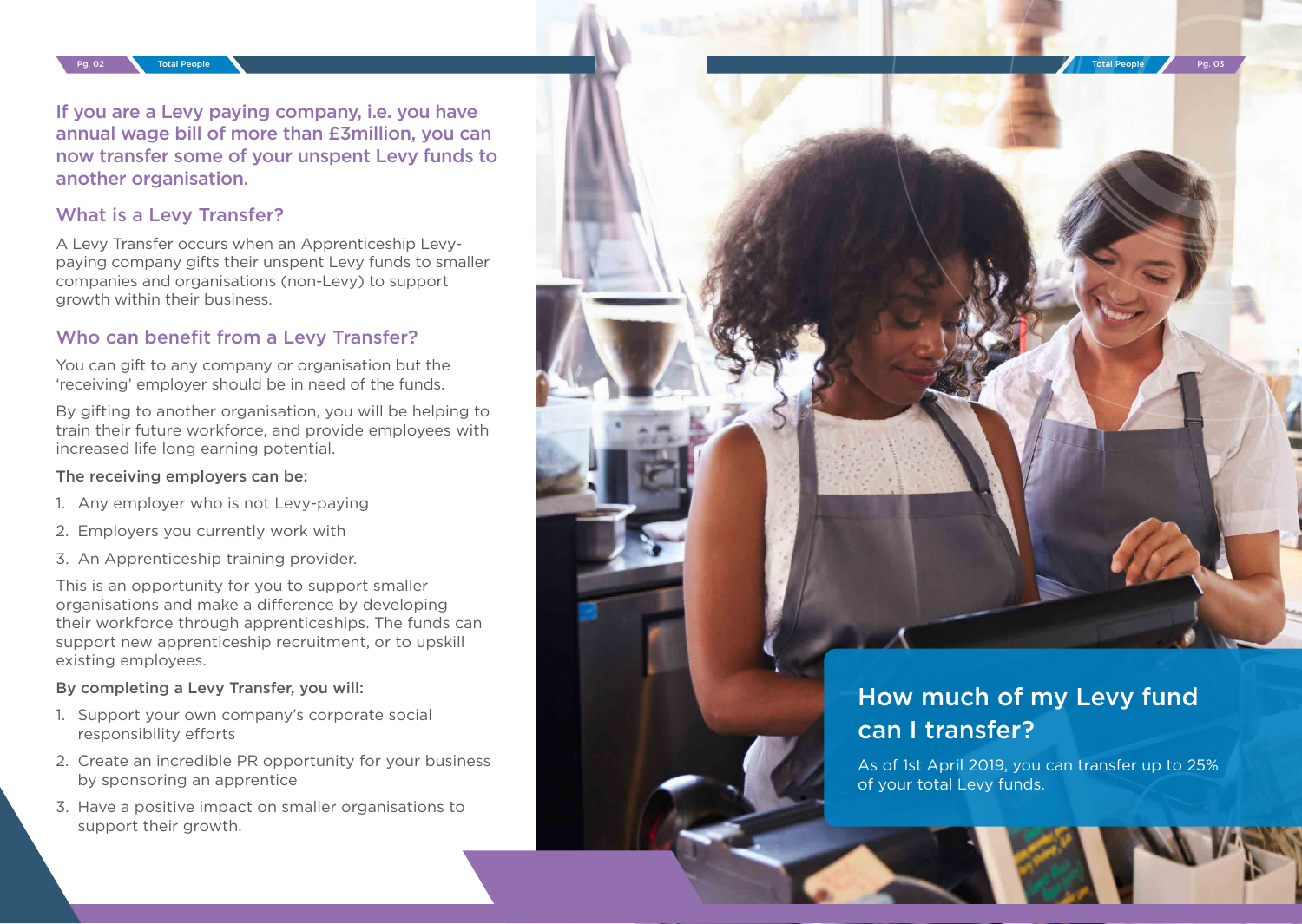**If you are a Levy paying company, i.e. you have annual wage bill of more than £3million, you can now transfer some of your unspent Levy funds to another organisation.**

## What is a Levy Transfer?

A Levy Transfer occurs when an Apprenticeship Levy-paying company gifts their unspent Levy funds to smaller companies and organisations (non-Levy) to support growth within their business.

## Who can benefit from a Levy Transfer?

You can gift to any company or organisation but the 'receiving' employer should be in need of the funds.

By gifting to another organisation, you will be helping to train their future workforce, and provide employees with increased life long earning potential.

**The receiving employers can be:**

1. Any employer who is not Levy-paying
2. Employers you currently work with
3. An Apprenticeship training provider.

This is an opportunity for you to support smaller organisations and make a difference by developing their workforce through apprenticeships. The funds can support new apprenticeship recruitment, or to upskill existing employees.

**By completing a Levy Transfer, you will:**

1. Support your own company's corporate social responsibility efforts
2. Create an incredible PR opportunity for your business by sponsoring an apprentice
3. Have a positive impact on smaller organisations to support their growth.

## How much of my Levy fund can I transfer?

As of 1st April 2019, you can transfer up to 25% of your total Levy funds.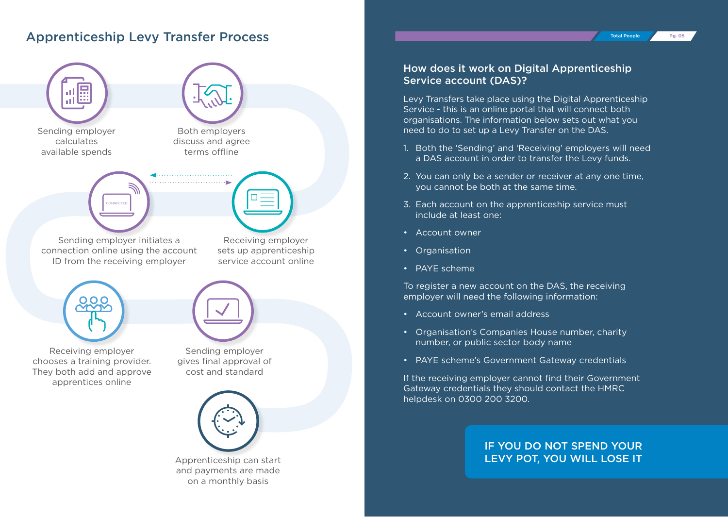## Apprenticeship Levy Transfer Process

Sending employer calculates available spends

Both employers discuss and agree terms offline

Sending employer initiates a connection online using the account ID from the receiving employer

Receiving employer sets up apprenticeship service account online

Receiving employer chooses a training provider. They both add and approve apprentices online

Sending employer gives final approval of cost and standard

Apprenticeship can start and payments are made on a monthly basis

### How does it work on Digital Apprenticeship Service account (DAS)?

Levy Transfers take place using the Digital Apprenticeship Service - this is an online portal that will connect both organisations. The information below sets out what you need to do to set up a Levy Transfer on the DAS.

1. Both the 'Sending' and 'Receiving' employers will need a DAS account in order to transfer the Levy funds.
2. You can only be a sender or receiver at any one time, you cannot be both at the same time.
3. Each account on the apprenticeship service must include at least one:

- Account owner
- Organisation
- PAYE scheme

To register a new account on the DAS, the receiving employer will need the following information:

- Account owner's email address
- Organisation's Companies House number, charity number, or public sector body name
- PAYE scheme's Government Gateway credentials

If the receiving employer cannot find their Government Gateway credentials they should contact the HMRC helpdesk on 0300 200 3200.

**IF YOU DO NOT SPEND YOUR LEVY POT, YOU WILL LOSE IT**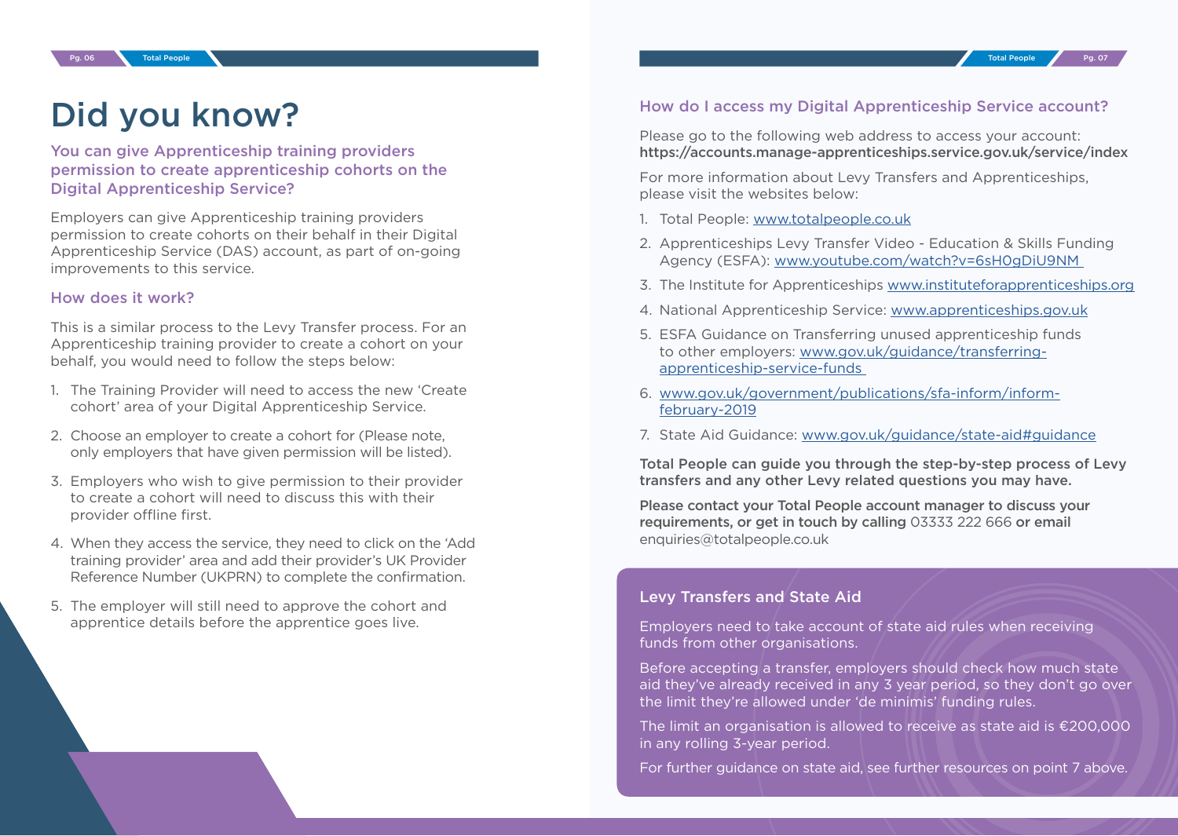# Did you know?

## You can give Apprenticeship training providers permission to create apprenticeship cohorts on the Digital Apprenticeship Service?

Employers can give Apprenticeship training providers permission to create cohorts on their behalf in their Digital Apprenticeship Service (DAS) account, as part of on-going improvements to this service.

### How does it work?

This is a similar process to the Levy Transfer process. For an Apprenticeship training provider to create a cohort on your behalf, you would need to follow the steps below:

1. The Training Provider will need to access the new 'Create cohort' area of your Digital Apprenticeship Service.
2. Choose an employer to create a cohort for (Please note, only employers that have given permission will be listed).
3. Employers who wish to give permission to their provider to create a cohort will need to discuss this with their provider offline first.
4. When they access the service, they need to click on the 'Add training provider' area and add their provider's UK Provider Reference Number (UKPRN) to complete the confirmation.
5. The employer will still need to approve the cohort and apprentice details before the apprentice goes live.

### How do I access my Digital Apprenticeship Service account?

Please go to the following web address to access your account: **https://accounts.manage-apprenticeships.service.gov.uk/service/index**

For more information about Levy Transfers and Apprenticeships, please visit the websites below:

1. Total People: www.totalpeople.co.uk
2. Apprenticeships Levy Transfer Video - Education & Skills Funding Agency (ESFA): www.youtube.com/watch?v=6sH0gDiU9NM
3. The Institute for Apprenticeships www.instituteforapprenticeships.org
4. National Apprenticeship Service: www.apprenticeships.gov.uk
5. ESFA Guidance on Transferring unused apprenticeship funds to other employers: www.gov.uk/guidance/transferring-apprenticeship-service-funds
6. www.gov.uk/government/publications/sfa-inform/inform-february-2019
7. State Aid Guidance: www.gov.uk/guidance/state-aid#guidance

**Total People can guide you through the step-by-step process of Levy transfers and any other Levy related questions you may have.**

**Please contact your Total People account manager to discuss your requirements, or get in touch by calling** 03333 222 666 **or email** enquiries@totalpeople.co.uk

### Levy Transfers and State Aid

Employers need to take account of state aid rules when receiving funds from other organisations.

Before accepting a transfer, employers should check how much state aid they've already received in any 3 year period, so they don't go over the limit they're allowed under 'de minimis' funding rules.

The limit an organisation is allowed to receive as state aid is €200,000 in any rolling 3-year period.

For further guidance on state aid, see further resources on point 7 above.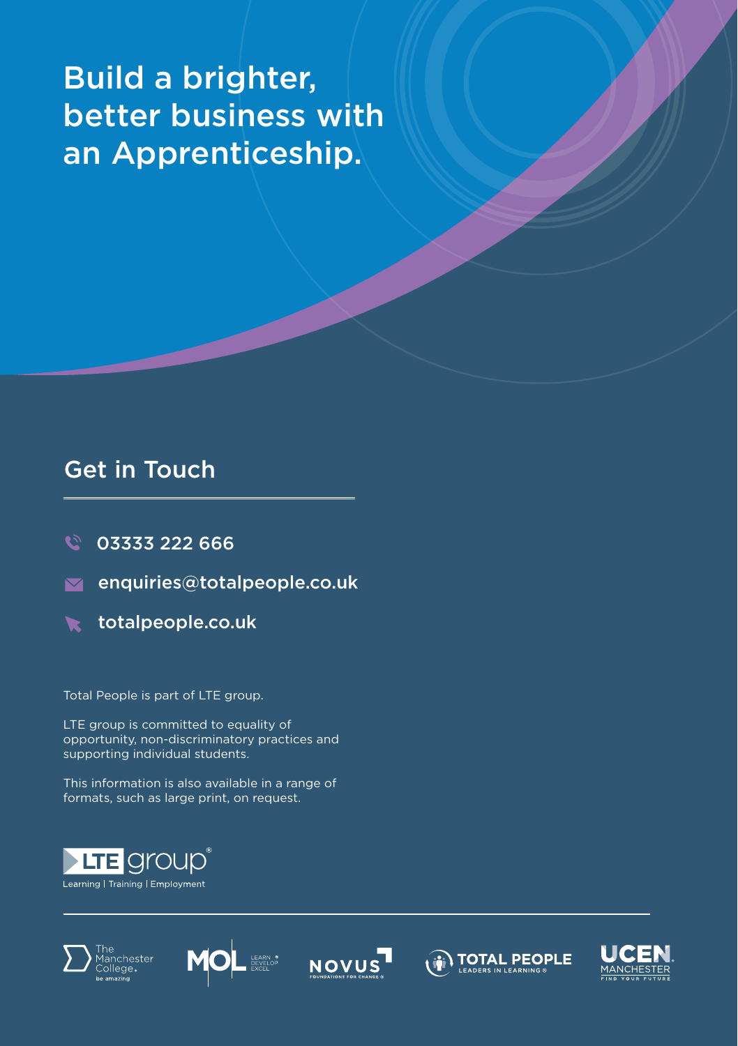# Build a brighter, better business with an Apprenticeship.

## Get in Touch

03333 222 666

enquiries@totalpeople.co.uk

totalpeople.co.uk

Total People is part of LTE group.

LTE group is committed to equality of opportunity, non-discriminatory practices and supporting individual students.

This information is also available in a range of formats, such as large print, on request.

LTE group®
Learning | Training | Employment

The Manchester College. be amazing

MOL LEARN DEVELOP EXCEL

NOVUS FOUNDATIONS FOR CHANGE

TOTAL PEOPLE LEADERS IN LEARNING

UCEN MANCHESTER FIND YOUR FUTURE